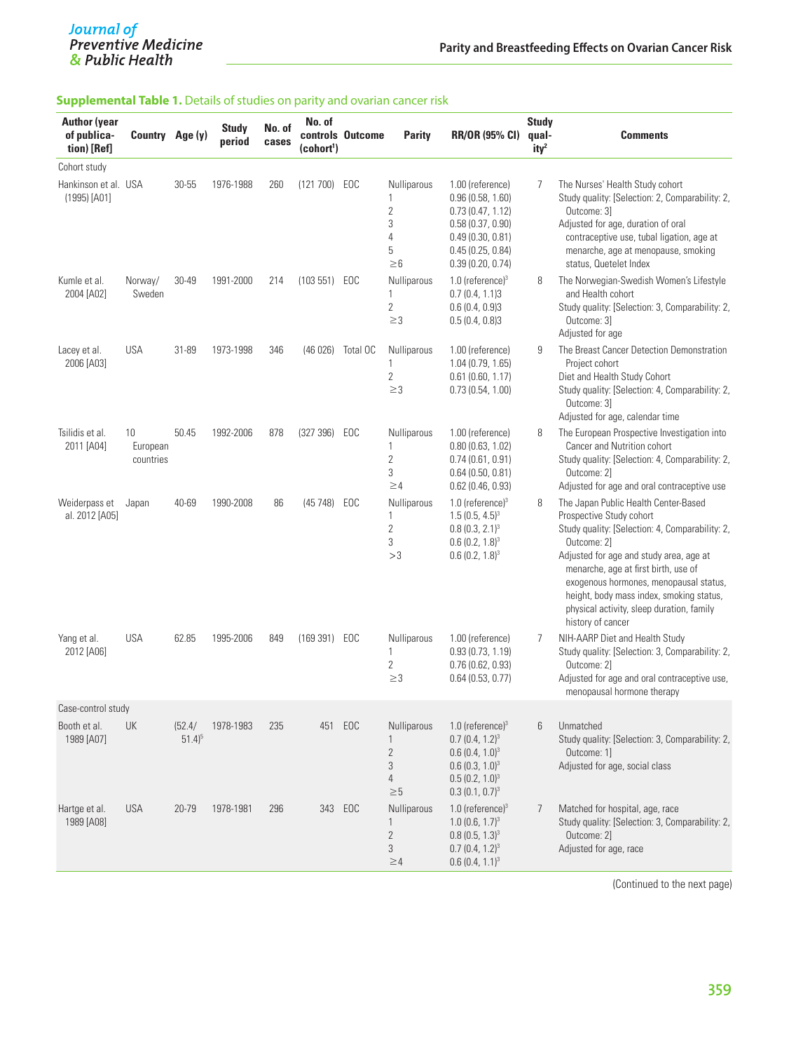**Supplemental Table 1.** Details of studies on parity and ovarian cancer risk

| Author (year of publication) [Ref] | Country | Age (y) | Study period | No. of cases | No. of controls (cohort[1]) | Outcome | Parity | RR/OR (95% CI) | Study quality[2] | Comments |
|---|---|---|---|---|---|---|---|---|---|---|
| Cohort study | | | | | | | | | | |
| Hankinson et al. (1995) [A01] | USA | 30-55 | 1976-1988 | 260 | (121 700) | EOC | Nulliparous<br>1<br>2<br>3<br>4<br>5<br>≥6 | 1.00 (reference)<br>0.96 (0.58, 1.60)<br>0.73 (0.47, 1.12)<br>0.58 (0.37, 0.90)<br>0.49 (0.30, 0.81)<br>0.45 (0.25, 0.84)<br>0.39 (0.20, 0.74) | 7 | The Nurses' Health Study cohort<br>Study quality: [Selection: 2, Comparability: 2, Outcome: 3]<br>Adjusted for age, duration of oral contraceptive use, tubal ligation, age at menarche, age at menopause, smoking status, Quetelet Index |
| Kumle et al. 2004 [A02] | Norway/ Sweden | 30-49 | 1991-2000 | 214 | (103 551) | EOC | Nulliparous<br>1<br>2<br>≥3 | 1.0 (reference)[3]<br>0.7 (0.4, 1.1)3<br>0.6 (0.4, 0.9)3<br>0.5 (0.4, 0.8)3 | 8 | The Norwegian-Swedish Women's Lifestyle and Health cohort<br>Study quality: [Selection: 3, Comparability: 2, Outcome: 3]<br>Adjusted for age |
| Lacey et al. 2006 [A03] | USA | 31-89 | 1973-1998 | 346 | (46 026) | Total OC | Nulliparous<br>1<br>2<br>≥3 | 1.00 (reference)<br>1.04 (0.79, 1.65)<br>0.61 (0.60, 1.17)<br>0.73 (0.54, 1.00) | 9 | The Breast Cancer Detection Demonstration Project cohort<br>Diet and Health Study Cohort<br>Study quality: [Selection: 4, Comparability: 2, Outcome: 3]<br>Adjusted for age, calendar time |
| Tsilidis et al. 2011 [A04] | 10 European countries | 50.45 | 1992-2006 | 878 | (327 396) | EOC | Nulliparous<br>1<br>2<br>3<br>≥4 | 1.00 (reference)<br>0.80 (0.63, 1.02)<br>0.74 (0.61, 0.91)<br>0.64 (0.50, 0.81)<br>0.62 (0.46, 0.93) | 8 | The European Prospective Investigation into Cancer and Nutrition cohort<br>Study quality: [Selection: 4, Comparability: 2, Outcome: 2]<br>Adjusted for age and oral contraceptive use |
| Weiderpass et al. 2012 [A05] | Japan | 40-69 | 1990-2008 | 86 | (45 748) | EOC | Nulliparous<br>1<br>2<br>3<br>>3 | 1.0 (reference)[3]<br>1.5 (0.5, 4.5)[3]<br>0.8 (0.3, 2.1)[3]<br>0.6 (0.2, 1.8)[3]<br>0.6 (0.2, 1.8)[3] | 8 | The Japan Public Health Center-Based Prospective Study cohort<br>Study quality: [Selection: 4, Comparability: 2, Outcome: 2]<br>Adjusted for age and study area, age at menarche, age at first birth, use of exogenous hormones, menopausal status, height, body mass index, smoking status, physical activity, sleep duration, family history of cancer |
| Yang et al. 2012 [A06] | USA | 62.85 | 1995-2006 | 849 | (169 391) | EOC | Nulliparous<br>1<br>2<br>≥3 | 1.00 (reference)<br>0.93 (0.73, 1.19)<br>0.76 (0.62, 0.93)<br>0.64 (0.53, 0.77) | 7 | NIH-AARP Diet and Health Study<br>Study quality: [Selection: 3, Comparability: 2, Outcome: 2]<br>Adjusted for age and oral contraceptive use, menopausal hormone therapy |
| Case-control study | | | | | | | | | | |
| Booth et al. 1989 [A07] | UK | (52.4/ 51.4)[5] | 1978-1983 | 235 | 451 | EOC | Nulliparous<br>1<br>2<br>3<br>4<br>≥5 | 1.0 (reference)[3]<br>0.7 (0.4, 1.2)[3]<br>0.6 (0.4, 1.0)[3]<br>0.6 (0.3, 1.0)[3]<br>0.5 (0.2, 1.0)[3]<br>0.3 (0.1, 0.7)[3] | 6 | Unmatched<br>Study quality: [Selection: 3, Comparability: 2, Outcome: 1]<br>Adjusted for age, social class |
| Hartge et al. 1989 [A08] | USA | 20-79 | 1978-1981 | 296 | 343 | EOC | Nulliparous<br>1<br>2<br>3<br>≥4 | 1.0 (reference)[3]<br>1.0 (0.6, 1.7)[3]<br>0.8 (0.5, 1.3)[3]<br>0.7 (0.4, 1.2)[3]<br>0.6 (0.4, 1.1)[3] | 7 | Matched for hospital, age, race<br>Study quality: [Selection: 3, Comparability: 2, Outcome: 2]<br>Adjusted for age, race |

(Continued to the next page)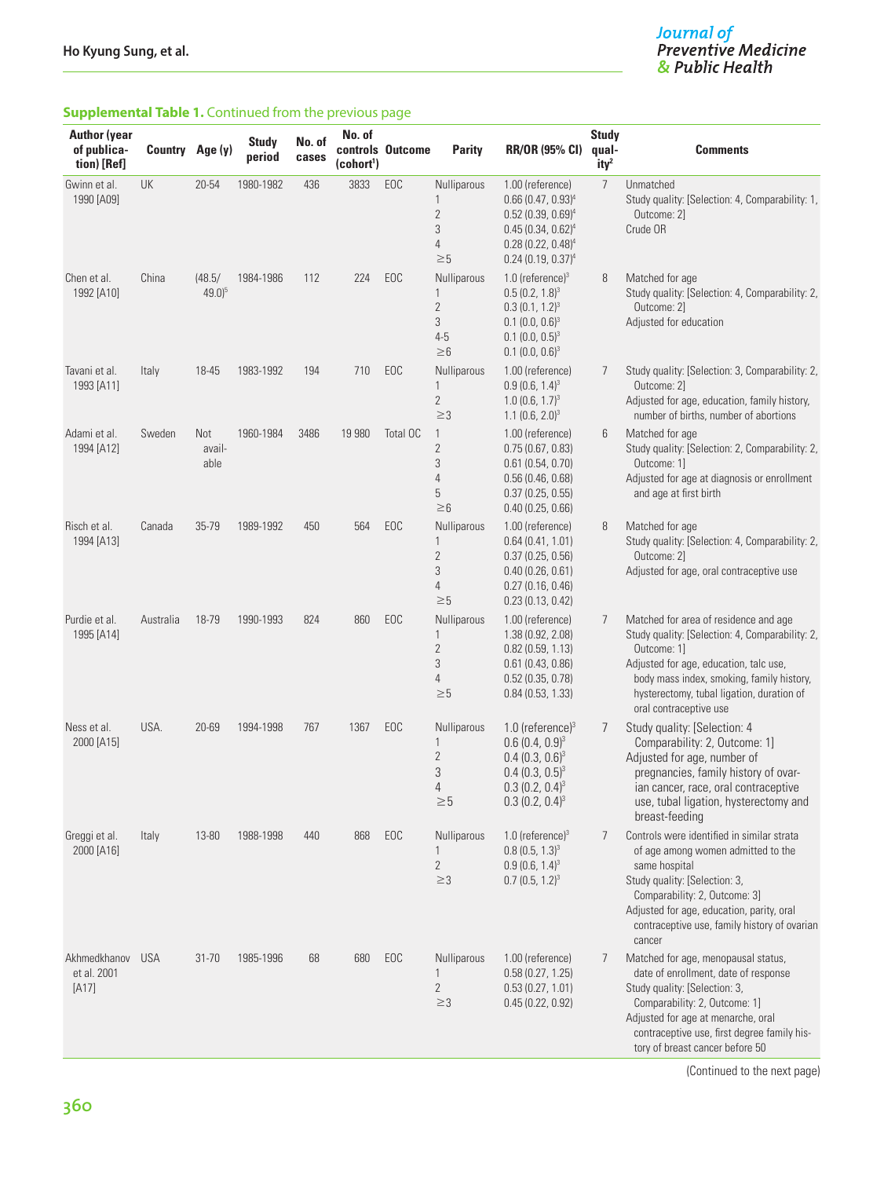**Supplemental Table 1.** Continued from the previous page

| Author (year of publication) [Ref] | Country | Age (y) | Study period | No. of cases | No. of controls (cohort[1]) | Outcome | Parity | RR/OR (95% CI) | Study quality[2] | Comments |
|---|---|---|---|---|---|---|---|---|---|---|
| Gwinn et al. 1990 [A09] | UK | 20-54 | 1980-1982 | 436 | 3833 | EOC | Nulliparous<br>1<br>2<br>3<br>4<br>≥5 | 1.00 (reference)<br>0.66 (0.47, 0.93)[4]<br>0.52 (0.39, 0.69)[4]<br>0.45 (0.34, 0.62)[4]<br>0.28 (0.22, 0.48)[4]<br>0.24 (0.19, 0.37)[4] | 7 | Unmatched<br>Study quality: [Selection: 4, Comparability: 1, Outcome: 2]<br>Crude OR |
| Chen et al. 1992 [A10] | China | (48.5/ 49.0)[5] | 1984-1986 | 112 | 224 | EOC | Nulliparous<br>1<br>2<br>3<br>4-5<br>≥6 | 1.0 (reference)[3]<br>0.5 (0.2, 1.8)[3]<br>0.3 (0.1, 1.2)[3]<br>0.1 (0.0, 0.6)[3]<br>0.1 (0.0, 0.5)[3]<br>0.1 (0.0, 0.6)[3] | 8 | Matched for age<br>Study quality: [Selection: 4, Comparability: 2, Outcome: 2]<br>Adjusted for education |
| Tavani et al. 1993 [A11] | Italy | 18-45 | 1983-1992 | 194 | 710 | EOC | Nulliparous<br>1<br>2<br>≥3 | 1.00 (reference)<br>0.9 (0.6, 1.4)[3]<br>1.0 (0.6, 1.7)[3]<br>1.1 (0.6, 2.0)[3] | 7 | Study quality: [Selection: 3, Comparability: 2, Outcome: 2]<br>Adjusted for age, education, family history, number of births, number of abortions |
| Adami et al. 1994 [A12] | Sweden | Not available | 1960-1984 | 3486 | 19 980 | Total OC | 1<br>2<br>3<br>4<br>5<br>≥6 | 1.00 (reference)<br>0.75 (0.67, 0.83)<br>0.61 (0.54, 0.70)<br>0.56 (0.46, 0.68)<br>0.37 (0.25, 0.55)<br>0.40 (0.25, 0.66) | 6 | Matched for age<br>Study quality: [Selection: 2, Comparability: 2, Outcome: 1]<br>Adjusted for age at diagnosis or enrollment and age at first birth |
| Risch et al. 1994 [A13] | Canada | 35-79 | 1989-1992 | 450 | 564 | EOC | Nulliparous<br>1<br>2<br>3<br>4<br>≥5 | 1.00 (reference)<br>0.64 (0.41, 1.01)<br>0.37 (0.25, 0.56)<br>0.40 (0.26, 0.61)<br>0.27 (0.16, 0.46)<br>0.23 (0.13, 0.42) | 8 | Matched for age<br>Study quality: [Selection: 4, Comparability: 2, Outcome: 2]<br>Adjusted for age, oral contraceptive use |
| Purdie et al. 1995 [A14] | Australia | 18-79 | 1990-1993 | 824 | 860 | EOC | Nulliparous<br>1<br>2<br>3<br>4<br>≥5 | 1.00 (reference)<br>1.38 (0.92, 2.08)<br>0.82 (0.59, 1.13)<br>0.61 (0.43, 0.86)<br>0.52 (0.35, 0.78)<br>0.84 (0.53, 1.33) | 7 | Matched for area of residence and age<br>Study quality: [Selection: 4, Comparability: 2, Outcome: 1]<br>Adjusted for age, education, talc use, body mass index, smoking, family history, hysterectomy, tubal ligation, duration of oral contraceptive use |
| Ness et al. 2000 [A15] | USA. | 20-69 | 1994-1998 | 767 | 1367 | EOC | Nulliparous<br>1<br>2<br>3<br>4<br>≥5 | 1.0 (reference)[3]<br>0.6 (0.4, 0.9)[3]<br>0.4 (0.3, 0.6)[3]<br>0.4 (0.3, 0.5)[3]<br>0.3 (0.2, 0.4)[3]<br>0.3 (0.2, 0.4)[3] | 7 | Study quality: [Selection: 4 Comparability: 2, Outcome: 1]<br>Adjusted for age, number of pregnancies, family history of ovarian cancer, race, oral contraceptive use, tubal ligation, hysterectomy and breast-feeding |
| Greggi et al. 2000 [A16] | Italy | 13-80 | 1988-1998 | 440 | 868 | EOC | Nulliparous<br>1<br>2<br>≥3 | 1.0 (reference)[3]<br>0.8 (0.5, 1.3)[3]<br>0.9 (0.6, 1.4)[3]<br>0.7 (0.5, 1.2)[3] | 7 | Controls were identified in similar strata of age among women admitted to the same hospital<br>Study quality: [Selection: 3, Comparability: 2, Outcome: 3]<br>Adjusted for age, education, parity, oral contraceptive use, family history of ovarian cancer |
| Akhmedkhanov et al. 2001 [A17] | USA | 31-70 | 1985-1996 | 68 | 680 | EOC | Nulliparous<br>1<br>2<br>≥3 | 1.00 (reference)<br>0.58 (0.27, 1.25)<br>0.53 (0.27, 1.01)<br>0.45 (0.22, 0.92) | 7 | Matched for age, menopausal status, date of enrollment, date of response<br>Study quality: [Selection: 3, Comparability: 2, Outcome: 1]<br>Adjusted for age at menarche, oral contraceptive use, first degree family history of breast cancer before 50 |

(Continued to the next page)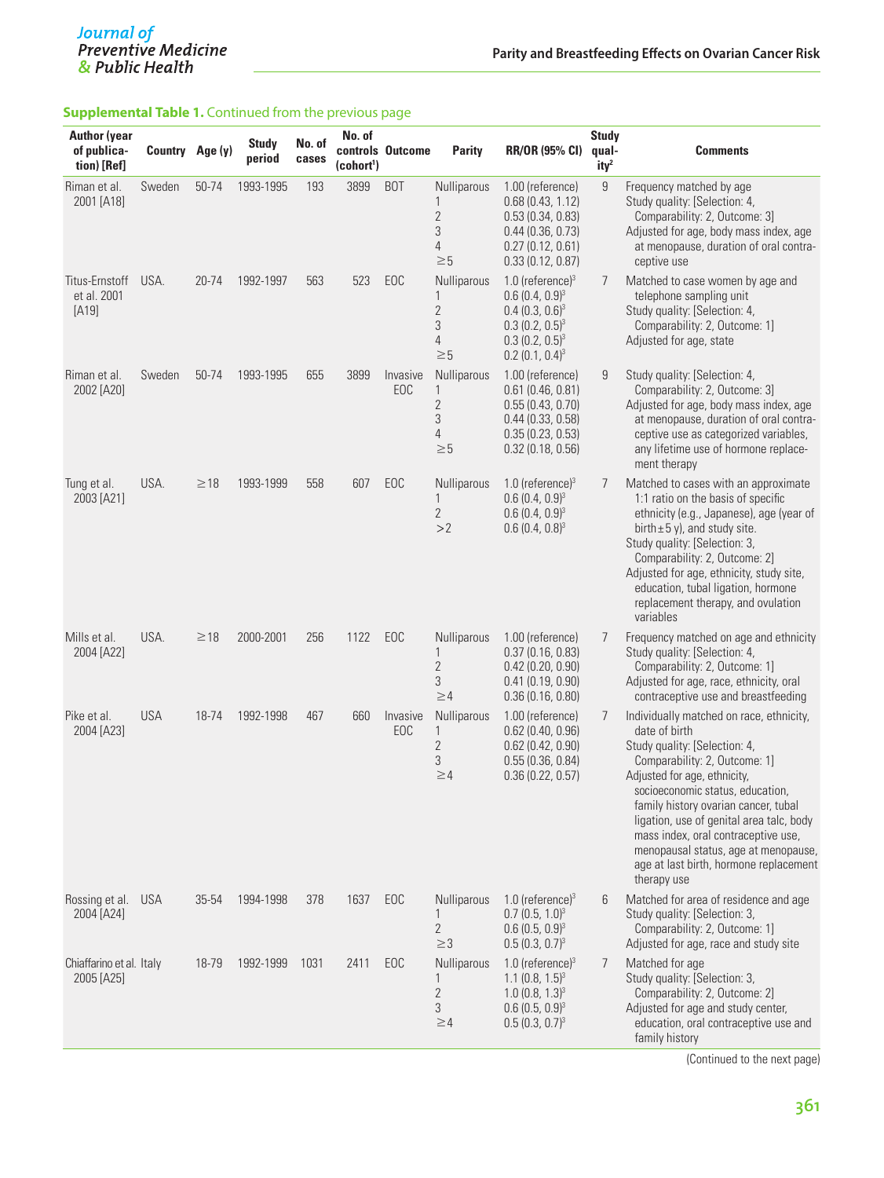**Supplemental Table 1.** Continued from the previous page

| Author (year of publication) [Ref] | Country | Age (y) | Study period | No. of cases | No. of controls (cohort[1]) | Outcome | Parity | RR/OR (95% CI) | Study quality[2] | Comments |
|---|---|---|---|---|---|---|---|---|---|---|
| Riman et al. 2001 [A18] | Sweden | 50-74 | 1993-1995 | 193 | 3899 | BOT | Nulliparous<br>1<br>2<br>3<br>4<br>≥5 | 1.00 (reference)<br>0.68 (0.43, 1.12)<br>0.53 (0.34, 0.83)<br>0.44 (0.36, 0.73)<br>0.27 (0.12, 0.61)<br>0.33 (0.12, 0.87) | 9 | Frequency matched by age<br>Study quality: [Selection: 4, Comparability: 2, Outcome: 3]<br>Adjusted for age, body mass index, age at menopause, duration of oral contraceptive use |
| Titus-Ernstoff et al. 2001 [A19] | USA. | 20-74 | 1992-1997 | 563 | 523 | EOC | Nulliparous<br>1<br>2<br>3<br>4<br>≥5 | 1.0 (reference)[3]<br>0.6 (0.4, 0.9)[3]<br>0.4 (0.3, 0.6)[3]<br>0.3 (0.2, 0.5)[3]<br>0.3 (0.2, 0.5)[3]<br>0.2 (0.1, 0.4)[3] | 7 | Matched to case women by age and telephone sampling unit<br>Study quality: [Selection: 4, Comparability: 2, Outcome: 1]<br>Adjusted for age, state |
| Riman et al. 2002 [A20] | Sweden | 50-74 | 1993-1995 | 655 | 3899 | Invasive EOC | Nulliparous<br>1<br>2<br>3<br>4<br>≥5 | 1.00 (reference)<br>0.61 (0.46, 0.81)<br>0.55 (0.43, 0.70)<br>0.44 (0.33, 0.58)<br>0.35 (0.23, 0.53)<br>0.32 (0.18, 0.56) | 9 | Study quality: [Selection: 4, Comparability: 2, Outcome: 3]<br>Adjusted for age, body mass index, age at menopause, duration of oral contraceptive use as categorized variables, any lifetime use of hormone replacement therapy |
| Tung et al. 2003 [A21] | USA. | ≥18 | 1993-1999 | 558 | 607 | EOC | Nulliparous<br>1<br>2<br>>2 | 1.0 (reference)[3]<br>0.6 (0.4, 0.9)[3]<br>0.6 (0.4, 0.9)[3]<br>0.6 (0.4, 0.8)[3] | 7 | Matched to cases with an approximate 1:1 ratio on the basis of specific ethnicity (e.g., Japanese), age (year of birth±5 y), and study site.<br>Study quality: [Selection: 3, Comparability: 2, Outcome: 2]<br>Adjusted for age, ethnicity, study site, education, tubal ligation, hormone replacement therapy, and ovulation variables |
| Mills et al. 2004 [A22] | USA. | ≥18 | 2000-2001 | 256 | 1122 | EOC | Nulliparous<br>1<br>2<br>3<br>≥4 | 1.00 (reference)<br>0.37 (0.16, 0.83)<br>0.42 (0.20, 0.90)<br>0.41 (0.19, 0.90)<br>0.36 (0.16, 0.80) | 7 | Frequency matched on age and ethnicity<br>Study quality: [Selection: 4, Comparability: 2, Outcome: 1]<br>Adjusted for age, race, ethnicity, oral contraceptive use and breastfeeding |
| Pike et al. 2004 [A23] | USA | 18-74 | 1992-1998 | 467 | 660 | Invasive EOC | Nulliparous<br>1<br>2<br>3<br>≥4 | 1.00 (reference)<br>0.62 (0.40, 0.96)<br>0.62 (0.42, 0.90)<br>0.55 (0.36, 0.84)<br>0.36 (0.22, 0.57) | 7 | Individually matched on race, ethnicity, date of birth<br>Study quality: [Selection: 4, Comparability: 2, Outcome: 1]<br>Adjusted for age, ethnicity, socioeconomic status, education, family history ovarian cancer, tubal ligation, use of genital area talc, body mass index, oral contraceptive use, menopausal status, age at menopause, age at last birth, hormone replacement therapy use |
| Rossing et al. 2004 [A24] | USA | 35-54 | 1994-1998 | 378 | 1637 | EOC | Nulliparous<br>1<br>2<br>≥3 | 1.0 (reference)[3]<br>0.7 (0.5, 1.0)[3]<br>0.6 (0.5, 0.9)[3]<br>0.5 (0.3, 0.7)[3] | 6 | Matched for area of residence and age<br>Study quality: [Selection: 3, Comparability: 2, Outcome: 1]<br>Adjusted for age, race and study site |
| Chiaffarino et al. 2005 [A25] | Italy | 18-79 | 1992-1999 | 1031 | 2411 | EOC | Nulliparous<br>1<br>2<br>3<br>≥4 | 1.0 (reference)[3]<br>1.1 (0.8, 1.5)[3]<br>1.0 (0.8, 1.3)[3]<br>0.6 (0.5, 0.9)[3]<br>0.5 (0.3, 0.7)[3] | 7 | Matched for age<br>Study quality: [Selection: 3, Comparability: 2, Outcome: 2]<br>Adjusted for age and study center, education, oral contraceptive use and family history |

(Continued to the next page)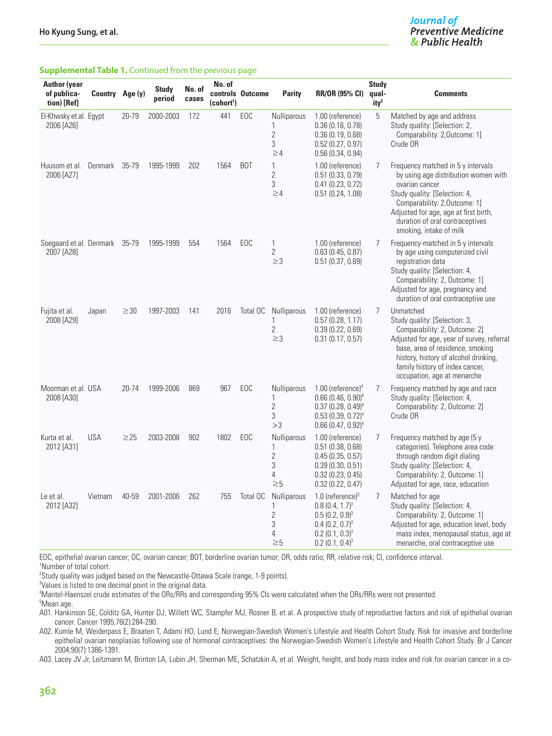**Supplemental Table 1.** Continued from the previous page

| Author (year of publication) [Ref] | Country | Age (y) | Study period | No. of cases | No. of controls (cohort[1]) | Outcome | Parity | RR/OR (95% CI) | Study quality[2] | Comments |
|---|---|---|---|---|---|---|---|---|---|---|
| El-Khwsky et al. 2006 [A26] | Egypt | 20-79 | 2000-2003 | 172 | 441 | EOC | Nulliparous<br>1<br>2<br>3<br>≥4 | 1.00 (reference)<br>0.36 (0.16, 0.78)<br>0.36 (0.19, 0.68)<br>0.52 (0.27, 0.97)<br>0.56 (0.34, 0.94) | 5 | Matched by age and address<br>Study quality: [Selection: 2, Comparability: 2,Outcome: 1]<br>Crude OR |
| Huusom et al. 2006 [A27] | Denmark | 35-79 | 1995-1999 | 202 | 1564 | BOT | 1<br>2<br>3<br>≥4 | 1.00 (reference)<br>0.51 (0.33, 0.79)<br>0.41 (0.23, 0.72)<br>0.51 (0.24, 1.08) | 7 | Frequency matched in 5 y intervals by using age distribution women with ovarian cancer<br>Study quality: [Selection: 4, Comparability: 2,Outcome: 1]<br>Adjusted for age, age at first birth, duration of oral contraceptives smoking, intake of milk |
| Soegaard et al. 2007 [A28] | Denmark | 35-79 | 1995-1999 | 554 | 1564 | EOC | 1<br>2<br>≥3 | 1.00 (reference)<br>0.63 (0.45, 0.87)<br>0.51 (0.37, 0.69) | 7 | Frequency-matched in 5 y intervals by age using computerized civil registration data<br>Study quality: [Selection: 4, Comparability: 2, Outcome: 1]<br>Adjusted for age, pregnancy and duration of oral contraceptive use |
| Fujita et al. 2008 [A29] | Japan | ≥30 | 1997-2003 | 141 | 2016 | Total OC | Nulliparous<br>1<br>2<br>≥3 | 1.00 (reference)<br>0.57 (0.28, 1.17)<br>0.39 (0.22, 0.69)<br>0.31 (0.17, 0.57) | 7 | Unmatched<br>Study quality: [Selection: 3, Comparability: 2, Outcome: 2]<br>Adjusted for age, year of survey, referral base, area of residence, smoking history, history of alcohol drinking, family history of index cancer, occupation, age at menarche |
| Moorman et al. 2008 [A30] | USA | 20-74 | 1999-2006 | 869 | 967 | EOC | Nulliparous<br>1<br>2<br>3<br>>3 | 1.00 (reference)[4]<br>0.66 (0.46, 0.90)[4]<br>0.37 (0.28, 0.49)[4]<br>0.53 (0.39, 0.72)[4]<br>0.66 (0.47, 0.92)[4] | 7 | Frequency matched by age and race<br>Study quality: [Selection: 4, Comparability: 2, Outcome: 2]<br>Crude OR |
| Kurta et al. 2012 [A31] | USA | ≥25 | 2003-2008 | 902 | 1802 | EOC | Nulliparous<br>1<br>2<br>3<br>4<br>≥5 | 1.00 (reference)<br>0.51 (0.38, 0.68)<br>0.45 (0.35, 0.57)<br>0.39 (0.30, 0.51)<br>0.32 (0.23, 0.45)<br>0.32 (0.22, 0.47) | 7 | Frequency matched by age (5 y categories). Telephone area code through random digit dialing<br>Study quality: [Selection: 4, Comparability: 2, Outcome: 1]<br>Adjusted for age, race, education |
| Le et al. 2012 [A32] | Vietnam | 40-59 | 2001-2006 | 262 | 755 | Total OC | Nulliparous<br>1<br>2<br>3<br>4<br>≥5 | 1.0 (reference)[3]<br>0.8 (0.4, 1.7)[3]<br>0.5 (0.2, 0.9)[3]<br>0.4 (0.2, 0.7)[3]<br>0.2 (0.1, 0.3)[3]<br>0.2 (0.1, 0.4)[3] | 7 | Matched for age<br>Study quality: [Selection: 4, Comparability: 2, Outcome: 1]<br>Adjusted for age, education level, body mass index, menopausal status, age at menarche, oral contraceptive use |

EOC, epithelial ovarian cancer; OC, ovarian cancer; BOT, borderline ovarian tumor; OR, odds ratio; RR, relative risk; CI, confidence interval.

[1]Number of total cohort.

[2]Study quality was judged based on the Newcastle-Ottawa Scale (range, 1-9 points).

[3]Values is listed to one decimal point in the original data.

[4]Mantel-Haenszel crude estimates of the ORs/RRs and corresponding 95% CIs were calculated when the ORs/RRs were not presented.

[5]Mean age.

A01. Hankinson SE, Colditz GA, Hunter DJ, Willett WC, Stampfer MJ, Rosner B, et al. A prospective study of reproductive factors and risk of epithelial ovarian cancer. Cancer 1995;76(2):284-290.

A02. Kumle M, Weiderpass E, Braaten T, Adami HO, Lund E; Norwegian-Swedish Women's Lifestyle and Health Cohort Study. Risk for invasive and borderline epithelial ovarian neoplasias following use of hormonal contraceptives: the Norwegian-Swedish Women's Lifestyle and Health Cohort Study. Br J Cancer 2004;90(7):1386-1391.

A03. Lacey JV Jr, Leitzmann M, Brinton LA, Lubin JH, Sherman ME, Schatzkin A, et al. Weight, height, and body mass index and risk for ovarian cancer in a co-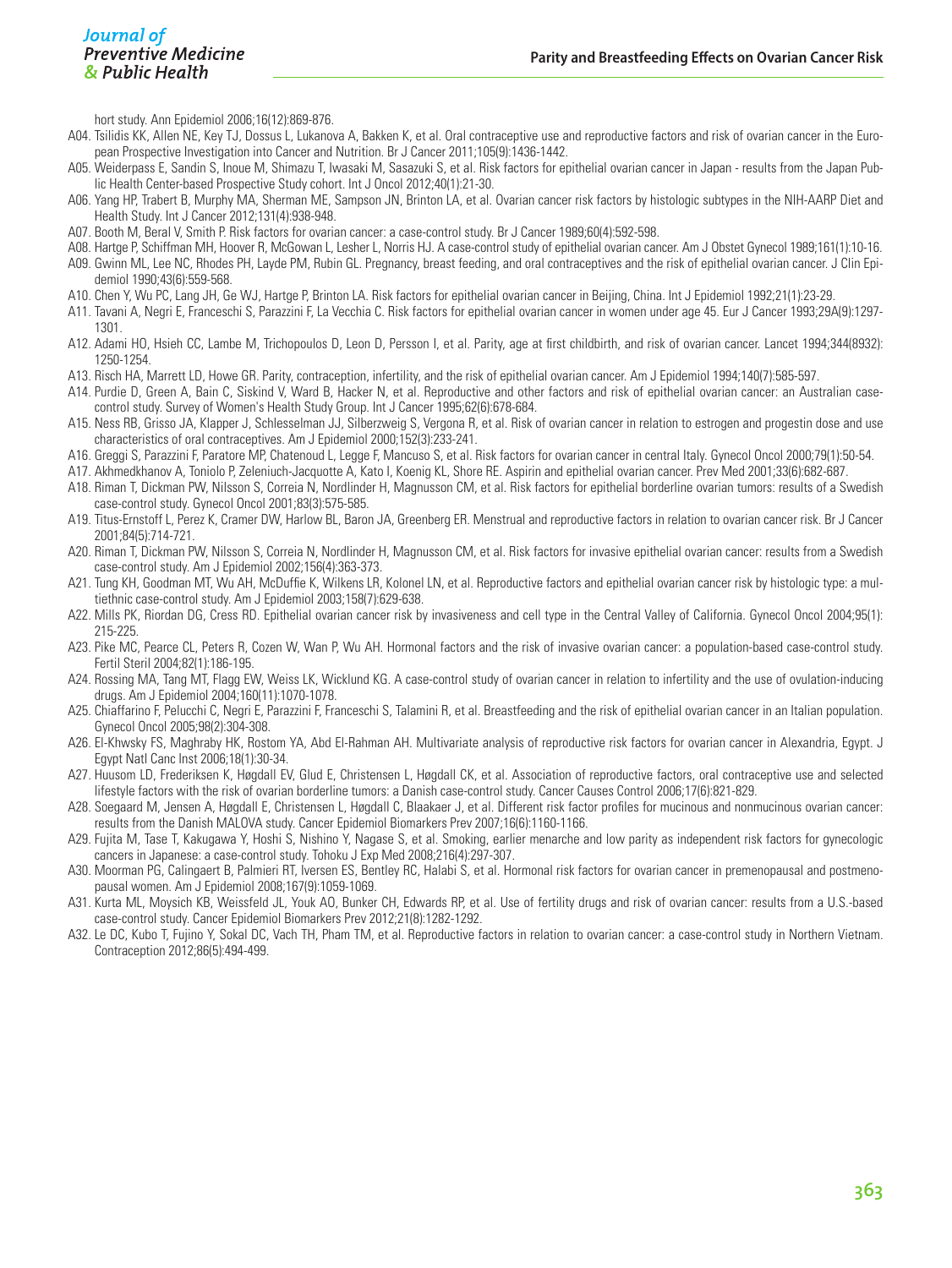hort study. Ann Epidemiol 2006;16(12):869-876.

A04. Tsilidis KK, Allen NE, Key TJ, Dossus L, Lukanova A, Bakken K, et al. Oral contraceptive use and reproductive factors and risk of ovarian cancer in the European Prospective Investigation into Cancer and Nutrition. Br J Cancer 2011;105(9):1436-1442.

A05. Weiderpass E, Sandin S, Inoue M, Shimazu T, Iwasaki M, Sasazuki S, et al. Risk factors for epithelial ovarian cancer in Japan - results from the Japan Public Health Center-based Prospective Study cohort. Int J Oncol 2012;40(1):21-30.

A06. Yang HP, Trabert B, Murphy MA, Sherman ME, Sampson JN, Brinton LA, et al. Ovarian cancer risk factors by histologic subtypes in the NIH-AARP Diet and Health Study. Int J Cancer 2012;131(4):938-948.

A07. Booth M, Beral V, Smith P. Risk factors for ovarian cancer: a case-control study. Br J Cancer 1989;60(4):592-598.

A08. Hartge P, Schiffman MH, Hoover R, McGowan L, Lesher L, Norris HJ. A case-control study of epithelial ovarian cancer. Am J Obstet Gynecol 1989;161(1):10-16.

A09. Gwinn ML, Lee NC, Rhodes PH, Layde PM, Rubin GL. Pregnancy, breast feeding, and oral contraceptives and the risk of epithelial ovarian cancer. J Clin Epidemiol 1990;43(6):559-568.

A10. Chen Y, Wu PC, Lang JH, Ge WJ, Hartge P, Brinton LA. Risk factors for epithelial ovarian cancer in Beijing, China. Int J Epidemiol 1992;21(1):23-29.

A11. Tavani A, Negri E, Franceschi S, Parazzini F, La Vecchia C. Risk factors for epithelial ovarian cancer in women under age 45. Eur J Cancer 1993;29A(9):1297-1301.

A12. Adami HO, Hsieh CC, Lambe M, Trichopoulos D, Leon D, Persson I, et al. Parity, age at first childbirth, and risk of ovarian cancer. Lancet 1994;344(8932):1250-1254.

A13. Risch HA, Marrett LD, Howe GR. Parity, contraception, infertility, and the risk of epithelial ovarian cancer. Am J Epidemiol 1994;140(7):585-597.

A14. Purdie D, Green A, Bain C, Siskind V, Ward B, Hacker N, et al. Reproductive and other factors and risk of epithelial ovarian cancer: an Australian case-control study. Survey of Women's Health Study Group. Int J Cancer 1995;62(6):678-684.

A15. Ness RB, Grisso JA, Klapper J, Schlesselman JJ, Silberzweig S, Vergona R, et al. Risk of ovarian cancer in relation to estrogen and progestin dose and use characteristics of oral contraceptives. Am J Epidemiol 2000;152(3):233-241.

A16. Greggi S, Parazzini F, Paratore MP, Chatenoud L, Legge F, Mancuso S, et al. Risk factors for ovarian cancer in central Italy. Gynecol Oncol 2000;79(1):50-54.

A17. Akhmedkhanov A, Toniolo P, Zeleniuch-Jacquotte A, Kato I, Koenig KL, Shore RE. Aspirin and epithelial ovarian cancer. Prev Med 2001;33(6):682-687.

A18. Riman T, Dickman PW, Nilsson S, Correia N, Nordlinder H, Magnusson CM, et al. Risk factors for epithelial borderline ovarian tumors: results of a Swedish case-control study. Gynecol Oncol 2001;83(3):575-585.

A19. Titus-Ernstoff L, Perez K, Cramer DW, Harlow BL, Baron JA, Greenberg ER. Menstrual and reproductive factors in relation to ovarian cancer risk. Br J Cancer 2001;84(5):714-721.

A20. Riman T, Dickman PW, Nilsson S, Correia N, Nordlinder H, Magnusson CM, et al. Risk factors for invasive epithelial ovarian cancer: results from a Swedish case-control study. Am J Epidemiol 2002;156(4):363-373.

A21. Tung KH, Goodman MT, Wu AH, McDuffie K, Wilkens LR, Kolonel LN, et al. Reproductive factors and epithelial ovarian cancer risk by histologic type: a multiethnic case-control study. Am J Epidemiol 2003;158(7):629-638.

A22. Mills PK, Riordan DG, Cress RD. Epithelial ovarian cancer risk by invasiveness and cell type in the Central Valley of California. Gynecol Oncol 2004;95(1):215-225.

A23. Pike MC, Pearce CL, Peters R, Cozen W, Wan P, Wu AH. Hormonal factors and the risk of invasive ovarian cancer: a population-based case-control study. Fertil Steril 2004;82(1):186-195.

A24. Rossing MA, Tang MT, Flagg EW, Weiss LK, Wicklund KG. A case-control study of ovarian cancer in relation to infertility and the use of ovulation-inducing drugs. Am J Epidemiol 2004;160(11):1070-1078.

A25. Chiaffarino F, Pelucchi C, Negri E, Parazzini F, Franceschi S, Talamini R, et al. Breastfeeding and the risk of epithelial ovarian cancer in an Italian population. Gynecol Oncol 2005;98(2):304-308.

A26. El-Khwsky FS, Maghraby HK, Rostom YA, Abd El-Rahman AH. Multivariate analysis of reproductive risk factors for ovarian cancer in Alexandria, Egypt. J Egypt Natl Canc Inst 2006;18(1):30-34.

A27. Huusom LD, Frederiksen K, Høgdall EV, Glud E, Christensen L, Høgdall CK, et al. Association of reproductive factors, oral contraceptive use and selected lifestyle factors with the risk of ovarian borderline tumors: a Danish case-control study. Cancer Causes Control 2006;17(6):821-829.

A28. Soegaard M, Jensen A, Høgdall E, Christensen L, Høgdall C, Blaakaer J, et al. Different risk factor profiles for mucinous and nonmucinous ovarian cancer: results from the Danish MALOVA study. Cancer Epidemiol Biomarkers Prev 2007;16(6):1160-1166.

A29. Fujita M, Tase T, Kakugawa Y, Hoshi S, Nishino Y, Nagase S, et al. Smoking, earlier menarche and low parity as independent risk factors for gynecologic cancers in Japanese: a case-control study. Tohoku J Exp Med 2008;216(4):297-307.

A30. Moorman PG, Calingaert B, Palmieri RT, Iversen ES, Bentley RC, Halabi S, et al. Hormonal risk factors for ovarian cancer in premenopausal and postmenopausal women. Am J Epidemiol 2008;167(9):1059-1069.

A31. Kurta ML, Moysich KB, Weissfeld JL, Youk AO, Bunker CH, Edwards RP, et al. Use of fertility drugs and risk of ovarian cancer: results from a U.S.-based case-control study. Cancer Epidemiol Biomarkers Prev 2012;21(8):1282-1292.

A32. Le DC, Kubo T, Fujino Y, Sokal DC, Vach TH, Pham TM, et al. Reproductive factors in relation to ovarian cancer: a case-control study in Northern Vietnam. Contraception 2012;86(5):494-499.